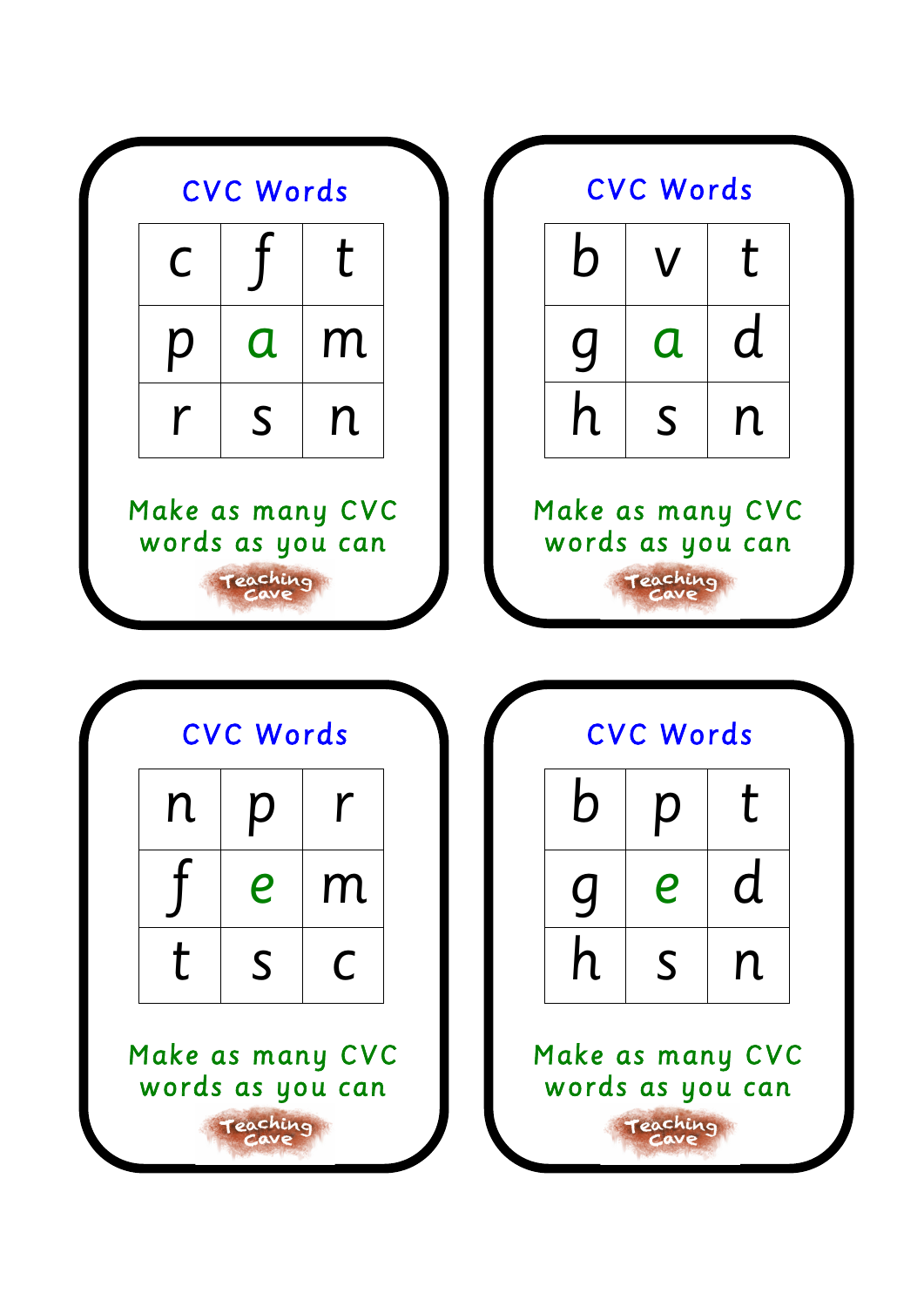## CVC Words

| c | f | t |
|---|---|---|
| p | a | m |
| r | s | n |

Make as many CVC words as you can

Teaching Cave

## CVC Words

| b | v | t |
|---|---|---|
| g | a | d |
| h | s | n |

Make as many CVC words as you can

Teaching Cave

## CVC Words

| n | p | r |
|---|---|---|
| f | e | m |
| t | s | c |

Make as many CVC words as you can

Teaching Cave

## CVC Words

| b | p | t |
|---|---|---|
| g | e | d |
| h | s | n |

Make as many CVC words as you can

Teaching Cave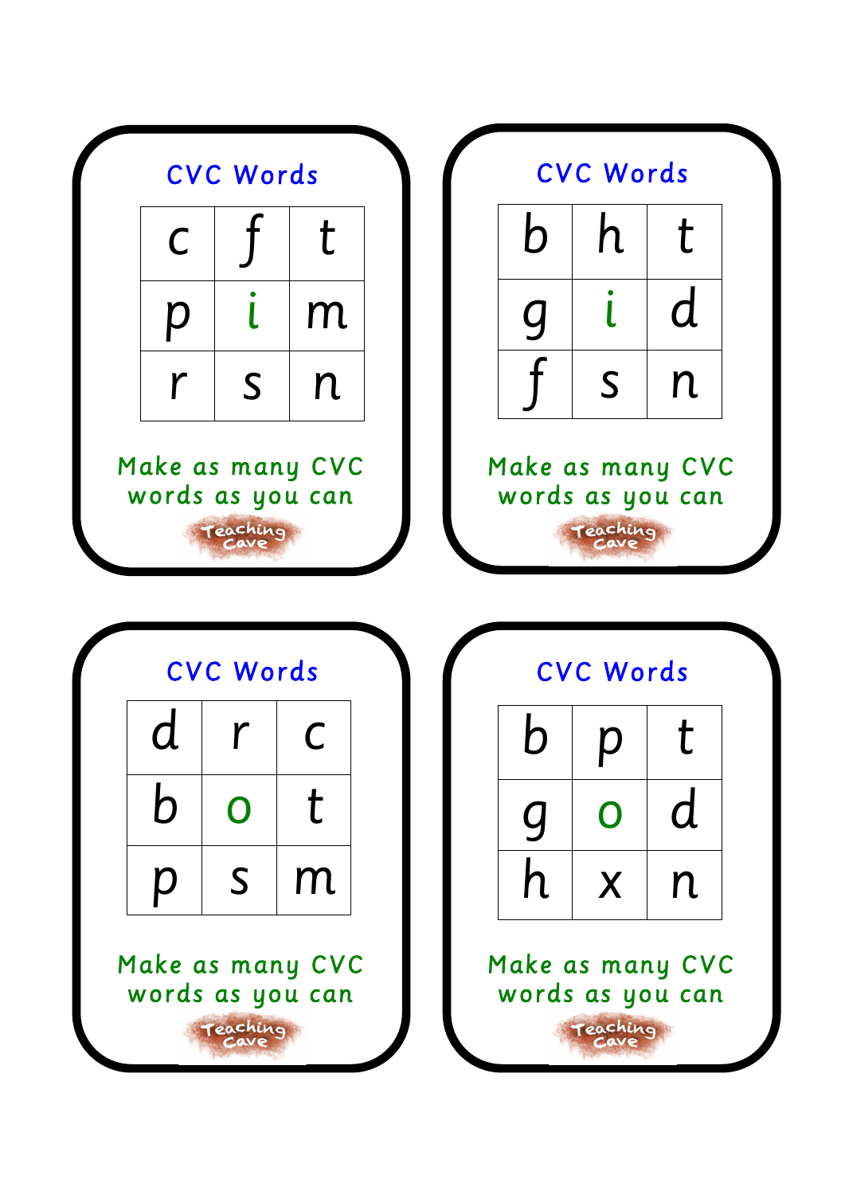## CVC Words

| | | |
|---|---|---|
| c | f | t |
| p | i | m |
| r | s | n |

Make as many CVC words as you can

Teaching Cave

## CVC Words

| | | |
|---|---|---|
| b | h | t |
| g | i | d |
| f | s | n |

Make as many CVC words as you can

Teaching Cave

## CVC Words

| | | |
|---|---|---|
| d | r | c |
| b | o | t |
| p | s | m |

Make as many CVC words as you can

Teaching Cave

## CVC Words

| | | |
|---|---|---|
| b | p | t |
| g | o | d |
| h | x | n |

Make as many CVC words as you can

Teaching Cave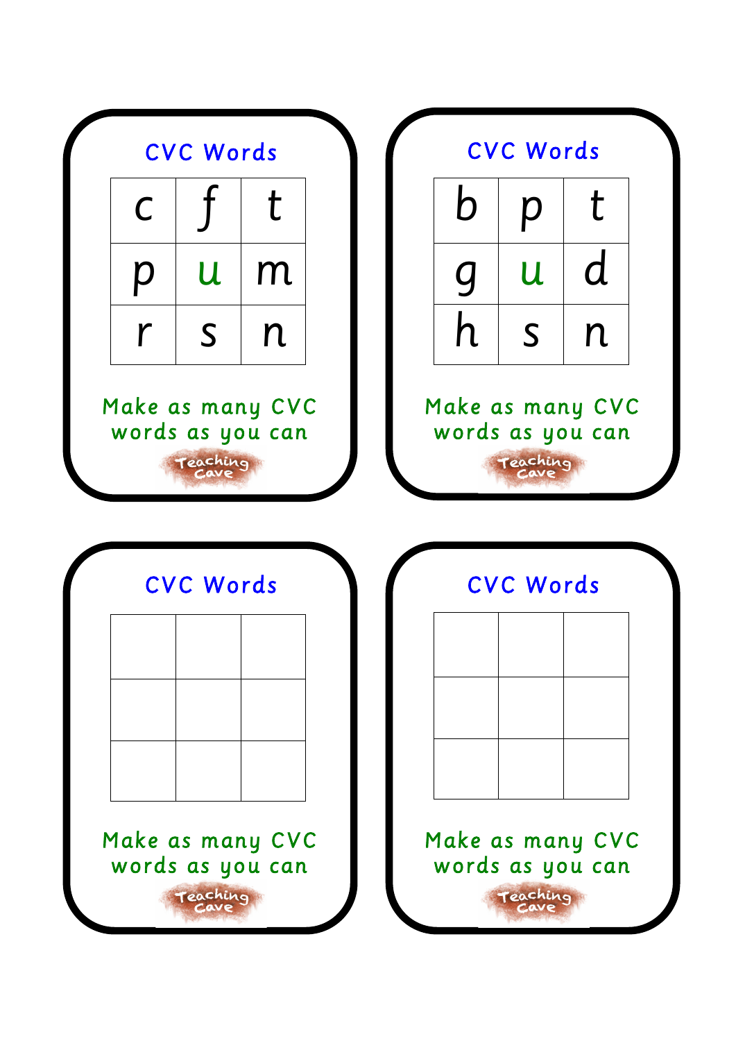## CVC Words

| | | |
|---|---|---|
| c | f | t |
| p | u | m |
| r | s | n |

Make as many CVC words as you can

Teaching Cave

## CVC Words

| | | |
|---|---|---|
| b | p | t |
| g | u | d |
| h | s | n |

Make as many CVC words as you can

Teaching Cave

## CVC Words

| | | |
|---|---|---|
| | | |
| | | |
| | | |

Make as many CVC words as you can

Teaching Cave

## CVC Words

| | | |
|---|---|---|
| | | |
| | | |
| | | |

Make as many CVC words as you can

Teaching Cave